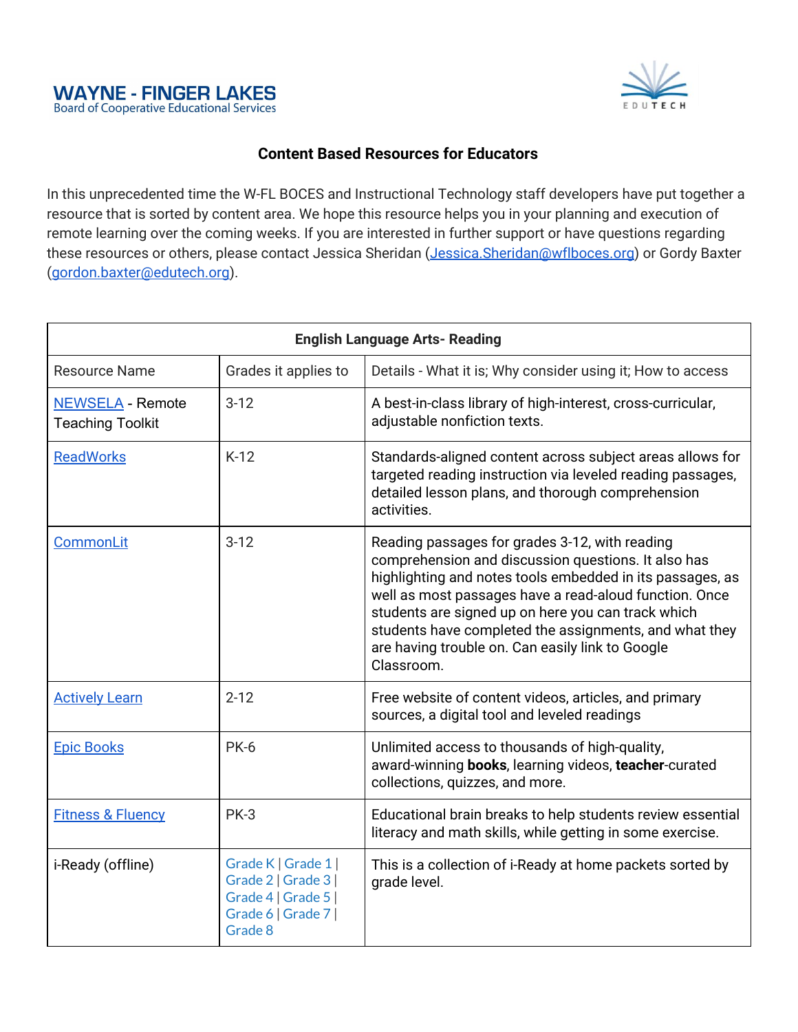WAYNE - FINGER LAKES
Board of Cooperative Educational Services

EDUTECH

## Content Based Resources for Educators

In this unprecedented time the W-FL BOCES and Instructional Technology staff developers have put together a resource that is sorted by content area. We hope this resource helps you in your planning and execution of remote learning over the coming weeks. If you are interested in further support or have questions regarding these resources or others, please contact Jessica Sheridan (Jessica.Sheridan@wflboces.org) or Gordy Baxter (gordon.baxter@edutech.org).

| **English Language Arts- Reading** | | |
|---|---|---|
| Resource Name | Grades it applies to | Details - What it is; Why consider using it; How to access |
| NEWSELA - Remote Teaching Toolkit | 3-12 | A best-in-class library of high-interest, cross-curricular, adjustable nonfiction texts. |
| ReadWorks | K-12 | Standards-aligned content across subject areas allows for targeted reading instruction via leveled reading passages, detailed lesson plans, and thorough comprehension activities. |
| CommonLit | 3-12 | Reading passages for grades 3-12, with reading comprehension and discussion questions. It also has highlighting and notes tools embedded in its passages, as well as most passages have a read-aloud function. Once students are signed up on here you can track which students have completed the assignments, and what they are having trouble on. Can easily link to Google Classroom. |
| Actively Learn | 2-12 | Free website of content videos, articles, and primary sources, a digital tool and leveled readings |
| Epic Books | PK-6 | Unlimited access to thousands of high-quality, award-winning **books**, learning videos, **teacher**-curated collections, quizzes, and more. |
| Fitness & Fluency | PK-3 | Educational brain breaks to help students review essential literacy and math skills, while getting in some exercise. |
| i-Ready (offline) | Grade K \| Grade 1 \| Grade 2 \| Grade 3 \| Grade 4 \| Grade 5 \| Grade 6 \| Grade 7 \| Grade 8 | This is a collection of i-Ready at home packets sorted by grade level. |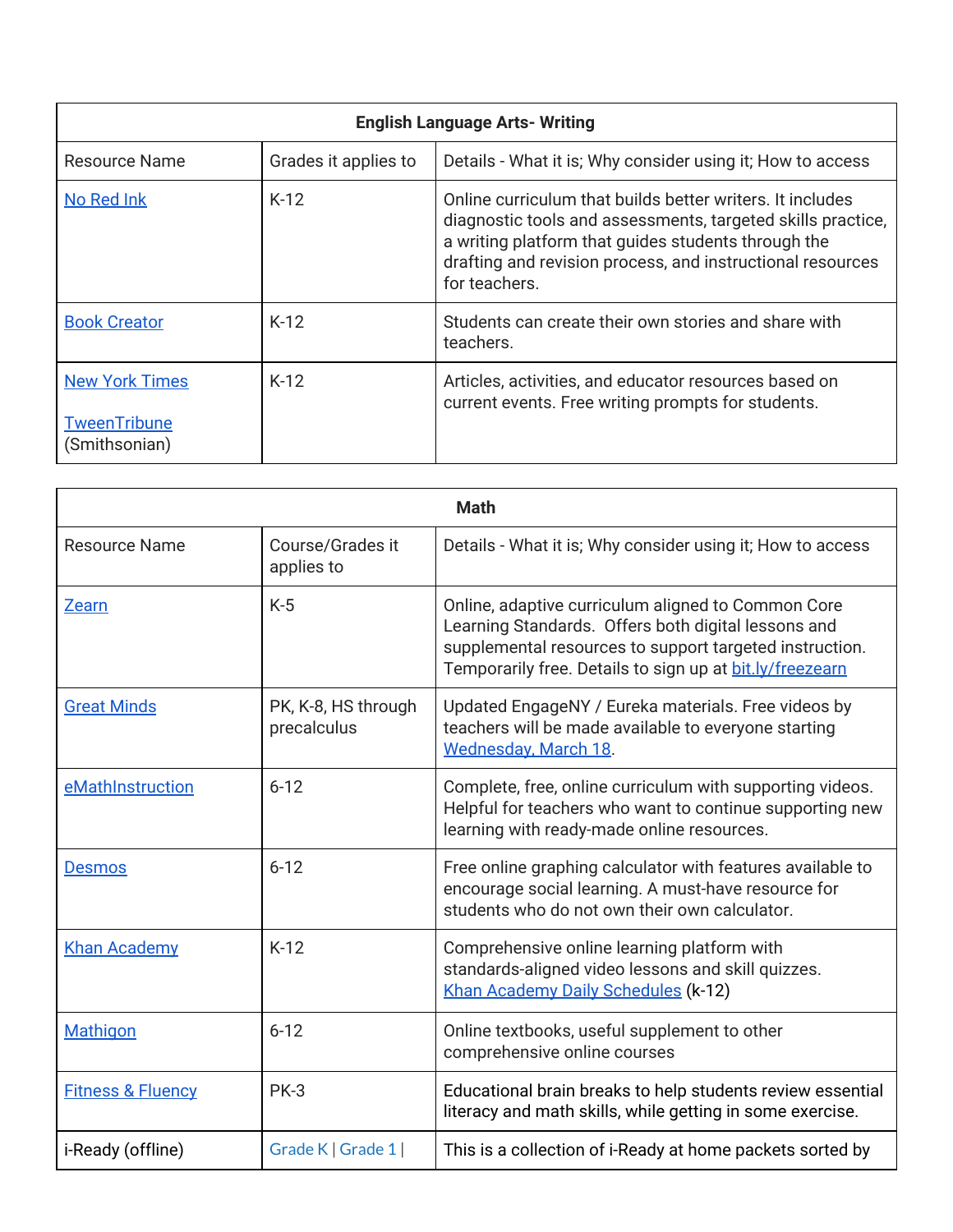| English Language Arts- Writing | | |
|---|---|---|
| Resource Name | Grades it applies to | Details - What it is; Why consider using it; How to access |
| No Red Ink | K-12 | Online curriculum that builds better writers. It includes diagnostic tools and assessments, targeted skills practice, a writing platform that guides students through the drafting and revision process, and instructional resources for teachers. |
| Book Creator | K-12 | Students can create their own stories and share with teachers. |
| New York Times<br><br>TweenTribune (Smithsonian) | K-12 | Articles, activities, and educator resources based on current events. Free writing prompts for students. |

| Math | | |
|---|---|---|
| Resource Name | Course/Grades it applies to | Details - What it is; Why consider using it; How to access |
| Zearn | K-5 | Online, adaptive curriculum aligned to Common Core Learning Standards. Offers both digital lessons and supplemental resources to support targeted instruction. Temporarily free. Details to sign up at bit.ly/freezearn |
| Great Minds | PK, K-8, HS through precalculus | Updated EngageNY / Eureka materials. Free videos by teachers will be made available to everyone starting Wednesday, March 18. |
| eMathInstruction | 6-12 | Complete, free, online curriculum with supporting videos. Helpful for teachers who want to continue supporting new learning with ready-made online resources. |
| Desmos | 6-12 | Free online graphing calculator with features available to encourage social learning. A must-have resource for students who do not own their own calculator. |
| Khan Academy | K-12 | Comprehensive online learning platform with standards-aligned video lessons and skill quizzes. Khan Academy Daily Schedules (k-12) |
| Mathigon | 6-12 | Online textbooks, useful supplement to other comprehensive online courses |
| Fitness & Fluency | PK-3 | Educational brain breaks to help students review essential literacy and math skills, while getting in some exercise. |
| i-Ready (offline) | Grade K \| Grade 1 \| | This is a collection of i-Ready at home packets sorted by |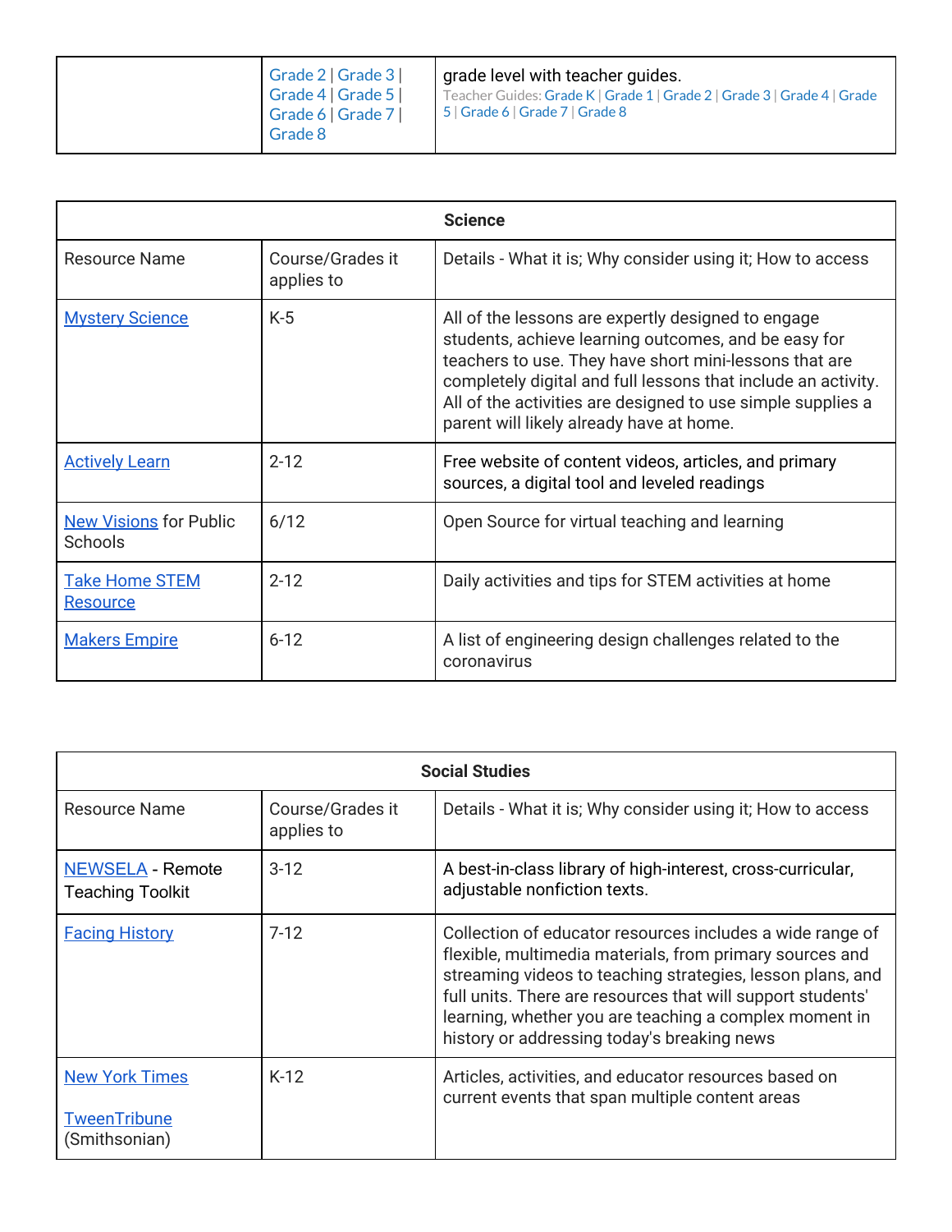| | Grade 2 \| Grade 3 \| Grade 4 \| Grade 5 \| Grade 6 \| Grade 7 \| Grade 8 | grade level with teacher guides. Teacher Guides: Grade K \| Grade 1 \| Grade 2 \| Grade 3 \| Grade 4 \| Grade 5 \| Grade 6 \| Grade 7 \| Grade 8 |
|---|---|---|

| **Science** | | |
|---|---|---|
| Resource Name | Course/Grades it applies to | Details - What it is; Why consider using it; How to access |
| Mystery Science | K-5 | All of the lessons are expertly designed to engage students, achieve learning outcomes, and be easy for teachers to use. They have short mini-lessons that are completely digital and full lessons that include an activity. All of the activities are designed to use simple supplies a parent will likely already have at home. |
| Actively Learn | 2-12 | Free website of content videos, articles, and primary sources, a digital tool and leveled readings |
| New Visions for Public Schools | 6/12 | Open Source for virtual teaching and learning |
| Take Home STEM Resource | 2-12 | Daily activities and tips for STEM activities at home |
| Makers Empire | 6-12 | A list of engineering design challenges related to the coronavirus |

| **Social Studies** | | |
|---|---|---|
| Resource Name | Course/Grades it applies to | Details - What it is; Why consider using it; How to access |
| NEWSELA - Remote Teaching Toolkit | 3-12 | A best-in-class library of high-interest, cross-curricular, adjustable nonfiction texts. |
| Facing History | 7-12 | Collection of educator resources includes a wide range of flexible, multimedia materials, from primary sources and streaming videos to teaching strategies, lesson plans, and full units. There are resources that will support students' learning, whether you are teaching a complex moment in history or addressing today's breaking news |
| New York Times<br><br>TweenTribune (Smithsonian) | K-12 | Articles, activities, and educator resources based on current events that span multiple content areas |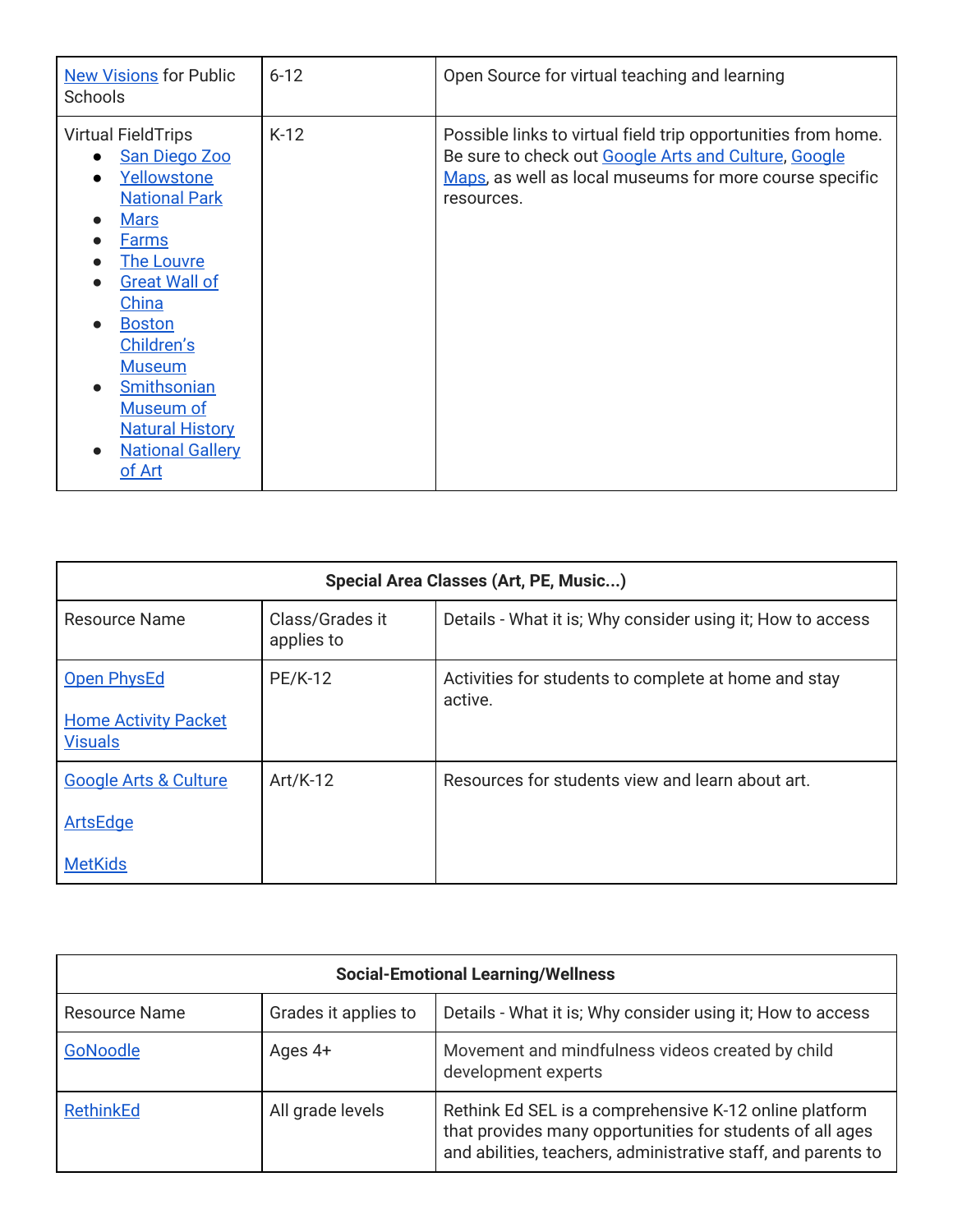| | | |
|---|---|---|
| New Visions for Public Schools | 6-12 | Open Source for virtual teaching and learning |
| Virtual FieldTrips<br>• San Diego Zoo<br>• Yellowstone National Park<br>• Mars<br>• Farms<br>• The Louvre<br>• Great Wall of China<br>• Boston Children's Museum<br>• Smithsonian Museum of Natural History<br>• National Gallery of Art | K-12 | Possible links to virtual field trip opportunities from home. Be sure to check out Google Arts and Culture, Google Maps, as well as local museums for more course specific resources. |

| Special Area Classes (Art, PE, Music...) | | |
|---|---|---|
| Resource Name | Class/Grades it applies to | Details - What it is; Why consider using it; How to access |
| Open PhysEd<br><br>Home Activity Packet Visuals | PE/K-12 | Activities for students to complete at home and stay active. |
| Google Arts & Culture<br><br>ArtsEdge<br><br>MetKids | Art/K-12 | Resources for students view and learn about art. |

| Social-Emotional Learning/Wellness | | |
|---|---|---|
| Resource Name | Grades it applies to | Details - What it is; Why consider using it; How to access |
| GoNoodle | Ages 4+ | Movement and mindfulness videos created by child development experts |
| RethinkEd | All grade levels | Rethink Ed SEL is a comprehensive K-12 online platform that provides many opportunities for students of all ages and abilities, teachers, administrative staff, and parents to |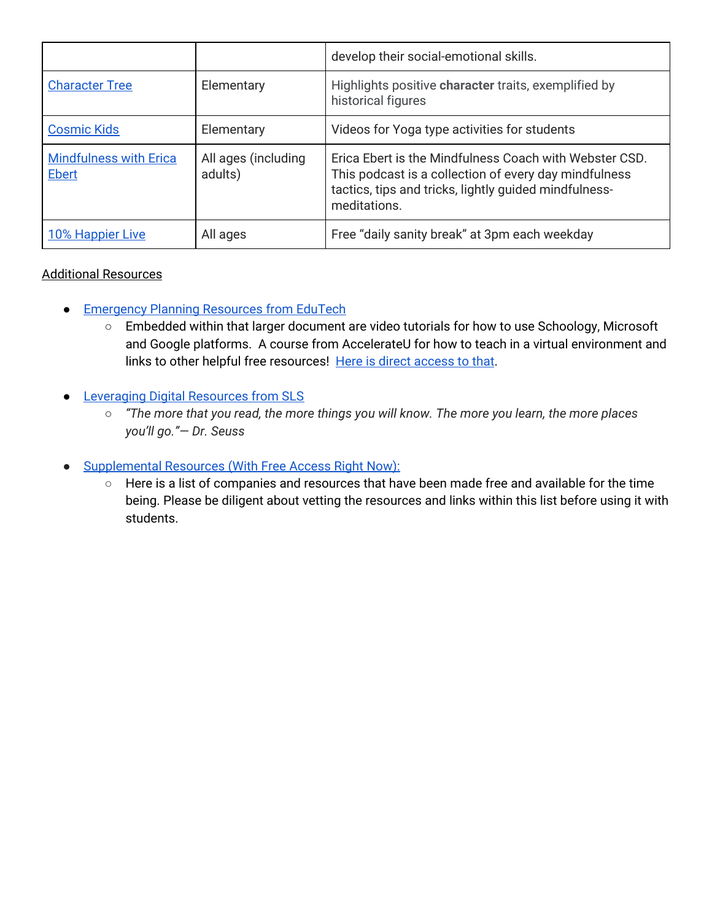| | | |
|---|---|---|
| | | develop their social-emotional skills. |
| Character Tree | Elementary | Highlights positive **character** traits, exemplified by historical figures |
| Cosmic Kids | Elementary | Videos for Yoga type activities for students |
| Mindfulness with Erica Ebert | All ages (including adults) | Erica Ebert is the Mindfulness Coach with Webster CSD. This podcast is a collection of every day mindfulness tactics, tips and tricks, lightly guided mindfulness-meditations. |
| 10% Happier Live | All ages | Free "daily sanity break" at 3pm each weekday |

Additional Resources

- Emergency Planning Resources from EduTech
  - Embedded within that larger document are video tutorials for how to use Schoology, Microsoft and Google platforms. A course from AccelerateU for how to teach in a virtual environment and links to other helpful free resources! Here is direct access to that.

- Leveraging Digital Resources from SLS
  - *"The more that you read, the more things you will know. The more you learn, the more places you'll go."— Dr. Seuss*

- Supplemental Resources (With Free Access Right Now):
  - Here is a list of companies and resources that have been made free and available for the time being. Please be diligent about vetting the resources and links within this list before using it with students.